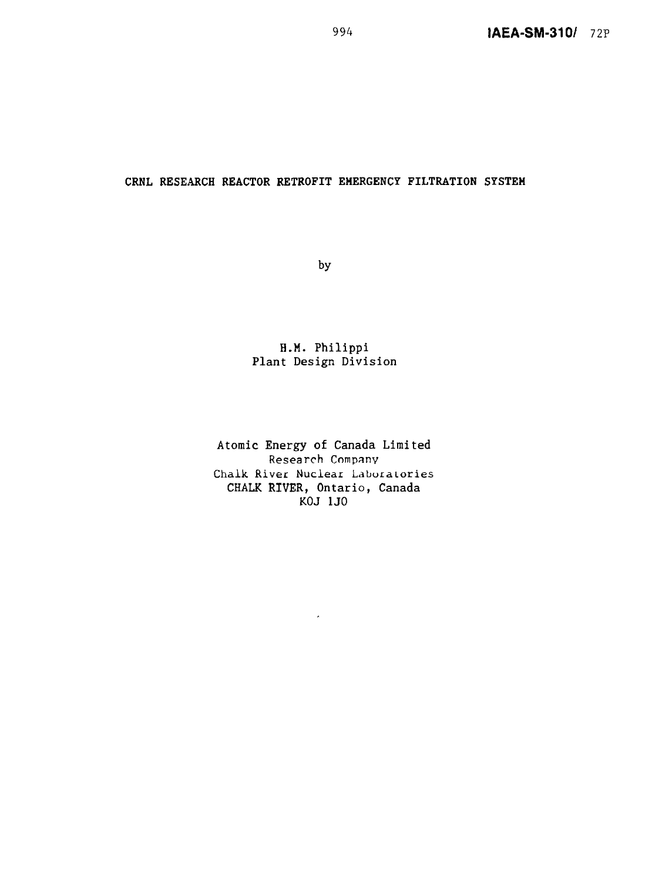IAEA-SM-310/ 72P

# CRNL RESEARCH REACTOR RETROFIT EMERGENCY FILTRATION SYSTEM

by

H.M. Philippi
Plant Design Division

Atomic Energy of Canada Limited
Research Company
Chalk River Nuclear Laboratories
CHALK RIVER, Ontario, Canada
KOJ 1JO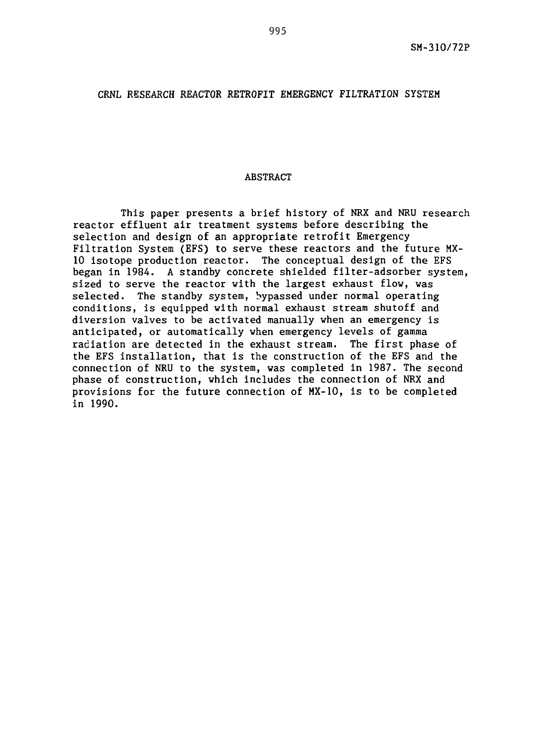# CRNL RESEARCH REACTOR RETROFIT EMERGENCY FILTRATION SYSTEM

## ABSTRACT

This paper presents a brief history of NRX and NRU research reactor effluent air treatment systems before describing the selection and design of an appropriate retrofit Emergency Filtration System (EFS) to serve these reactors and the future MX-10 isotope production reactor. The conceptual design of the EFS began in 1984. A standby concrete shielded filter-adsorber system, sized to serve the reactor with the largest exhaust flow, was selected. The standby system, bypassed under normal operating conditions, is equipped with normal exhaust stream shutoff and diversion valves to be activated manually when an emergency is anticipated, or automatically when emergency levels of gamma radiation are detected in the exhaust stream. The first phase of the EFS installation, that is the construction of the EFS and the connection of NRU to the system, was completed in 1987. The second phase of construction, which includes the connection of NRX and provisions for the future connection of MX-10, is to be completed in 1990.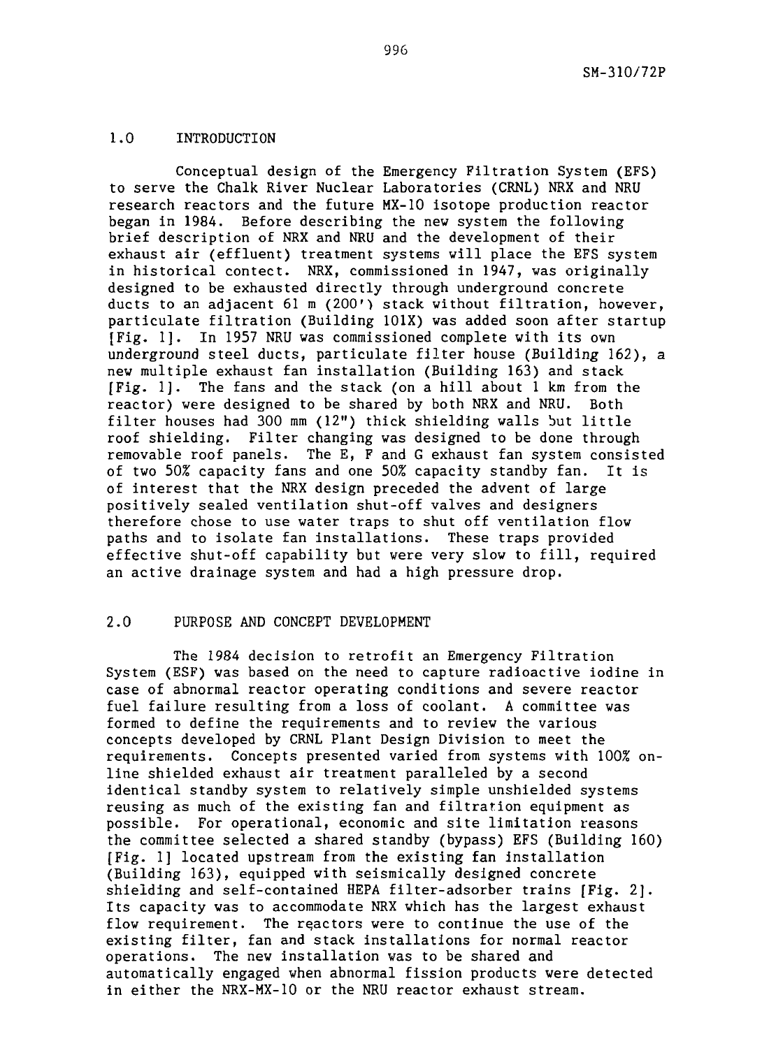## 1.0 INTRODUCTION

Conceptual design of the Emergency Filtration System (EFS) to serve the Chalk River Nuclear Laboratories (CRNL) NRX and NRU research reactors and the future MX-10 isotope production reactor began in 1984. Before describing the new system the following brief description of NRX and NRU and the development of their exhaust air (effluent) treatment systems will place the EFS system in historical contect. NRX, commissioned in 1947, was originally designed to be exhausted directly through underground concrete ducts to an adjacent 61 m (200') stack without filtration, however, particulate filtration (Building 101X) was added soon after startup [Fig. 1]. In 1957 NRU was commissioned complete with its own underground steel ducts, particulate filter house (Building 162), a new multiple exhaust fan installation (Building 163) and stack [Fig. 1]. The fans and the stack (on a hill about 1 km from the reactor) were designed to be shared by both NRX and NRU. Both filter houses had 300 mm (12") thick shielding walls but little roof shielding. Filter changing was designed to be done through removable roof panels. The E, F and G exhaust fan system consisted of two 50% capacity fans and one 50% capacity standby fan. It is of interest that the NRX design preceded the advent of large positively sealed ventilation shut-off valves and designers therefore chose to use water traps to shut off ventilation flow paths and to isolate fan installations. These traps provided effective shut-off capability but were very slow to fill, required an active drainage system and had a high pressure drop.

## 2.0 PURPOSE AND CONCEPT DEVELOPMENT

The 1984 decision to retrofit an Emergency Filtration System (ESF) was based on the need to capture radioactive iodine in case of abnormal reactor operating conditions and severe reactor fuel failure resulting from a loss of coolant. A committee was formed to define the requirements and to review the various concepts developed by CRNL Plant Design Division to meet the requirements. Concepts presented varied from systems with 100% on-line shielded exhaust air treatment paralleled by a second identical standby system to relatively simple unshielded systems reusing as much of the existing fan and filtration equipment as possible. For operational, economic and site limitation reasons the committee selected a shared standby (bypass) EFS (Building 160) [Fig. 1] located upstream from the existing fan installation (Building 163), equipped with seismically designed concrete shielding and self-contained HEPA filter-adsorber trains [Fig. 2]. Its capacity was to accommodate NRX which has the largest exhaust flow requirement. The reactors were to continue the use of the existing filter, fan and stack installations for normal reactor operations. The new installation was to be shared and automatically engaged when abnormal fission products were detected in either the NRX-MX-10 or the NRU reactor exhaust stream.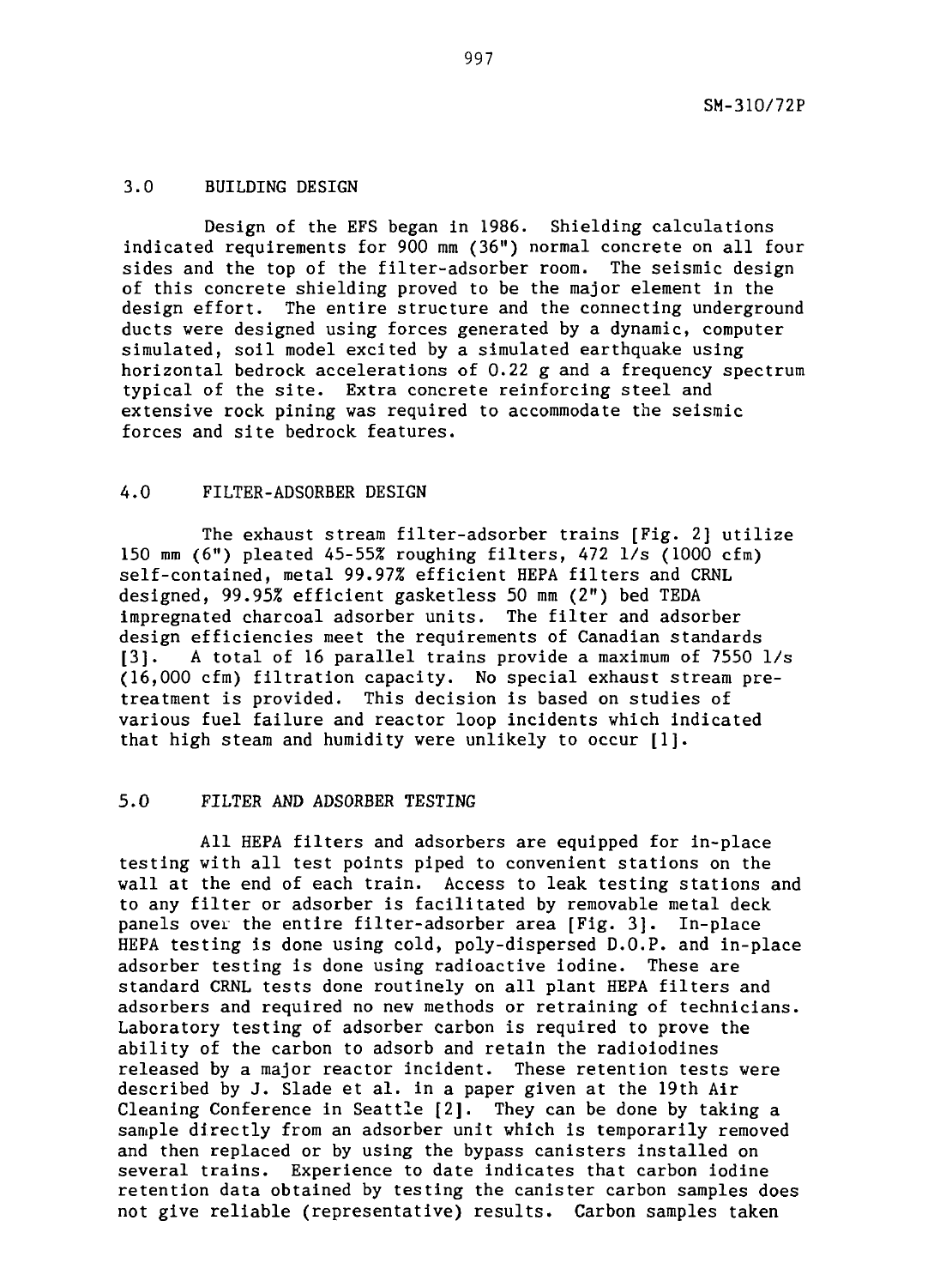## 3.0 BUILDING DESIGN

Design of the EFS began in 1986. Shielding calculations indicated requirements for 900 mm (36") normal concrete on all four sides and the top of the filter-adsorber room. The seismic design of this concrete shielding proved to be the major element in the design effort. The entire structure and the connecting underground ducts were designed using forces generated by a dynamic, computer simulated, soil model excited by a simulated earthquake using horizontal bedrock accelerations of 0.22 g and a frequency spectrum typical of the site. Extra concrete reinforcing steel and extensive rock pining was required to accommodate the seismic forces and site bedrock features.

## 4.0 FILTER-ADSORBER DESIGN

The exhaust stream filter-adsorber trains [Fig. 2] utilize 150 mm (6") pleated 45-55% roughing filters, 472 l/s (1000 cfm) self-contained, metal 99.97% efficient HEPA filters and CRNL designed, 99.95% efficient gasketless 50 mm (2") bed TEDA impregnated charcoal adsorber units. The filter and adsorber design efficiencies meet the requirements of Canadian standards [3]. A total of 16 parallel trains provide a maximum of 7550 l/s (16,000 cfm) filtration capacity. No special exhaust stream pre-treatment is provided. This decision is based on studies of various fuel failure and reactor loop incidents which indicated that high steam and humidity were unlikely to occur [1].

## 5.0 FILTER AND ADSORBER TESTING

All HEPA filters and adsorbers are equipped for in-place testing with all test points piped to convenient stations on the wall at the end of each train. Access to leak testing stations and to any filter or adsorber is facilitated by removable metal deck panels over the entire filter-adsorber area [Fig. 3]. In-place HEPA testing is done using cold, poly-dispersed D.O.P. and in-place adsorber testing is done using radioactive iodine. These are standard CRNL tests done routinely on all plant HEPA filters and adsorbers and required no new methods or retraining of technicians. Laboratory testing of adsorber carbon is required to prove the ability of the carbon to adsorb and retain the radioiodines released by a major reactor incident. These retention tests were described by J. Slade et al. in a paper given at the 19th Air Cleaning Conference in Seattle [2]. They can be done by taking a sample directly from an adsorber unit which is temporarily removed and then replaced or by using the bypass canisters installed on several trains. Experience to date indicates that carbon iodine retention data obtained by testing the canister carbon samples does not give reliable (representative) results. Carbon samples taken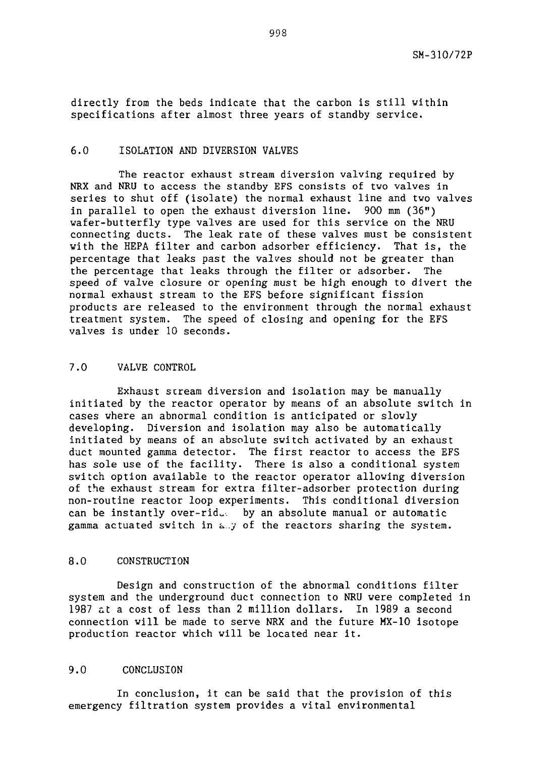directly from the beds indicate that the carbon is still within specifications after almost three years of standby service.

## 6.0 ISOLATION AND DIVERSION VALVES

The reactor exhaust stream diversion valving required by NRX and NRU to access the standby EFS consists of two valves in series to shut off (isolate) the normal exhaust line and two valves in parallel to open the exhaust diversion line. 900 mm (36") wafer-butterfly type valves are used for this service on the NRU connecting ducts. The leak rate of these valves must be consistent with the HEPA filter and carbon adsorber efficiency. That is, the percentage that leaks past the valves should not be greater than the percentage that leaks through the filter or adsorber. The speed of valve closure or opening must be high enough to divert the normal exhaust stream to the EFS before significant fission products are released to the environment through the normal exhaust treatment system. The speed of closing and opening for the EFS valves is under 10 seconds.

## 7.0 VALVE CONTROL

Exhaust stream diversion and isolation may be manually initiated by the reactor operator by means of an absolute switch in cases where an abnormal condition is anticipated or slowly developing. Diversion and isolation may also be automatically initiated by means of an absolute switch activated by an exhaust duct mounted gamma detector. The first reactor to access the EFS has sole use of the facility. There is also a conditional system switch option available to the reactor operator allowing diversion of the exhaust stream for extra filter-adsorber protection during non-routine reactor loop experiments. This conditional diversion can be instantly over-ridden by an absolute manual or automatic gamma actuated switch in any of the reactors sharing the system.

## 8.0 CONSTRUCTION

Design and construction of the abnormal conditions filter system and the underground duct connection to NRU were completed in 1987 at a cost of less than 2 million dollars. In 1989 a second connection will be made to serve NRX and the future MX-10 isotope production reactor which will be located near it.

## 9.0 CONCLUSION

In conclusion, it can be said that the provision of this emergency filtration system provides a vital environmental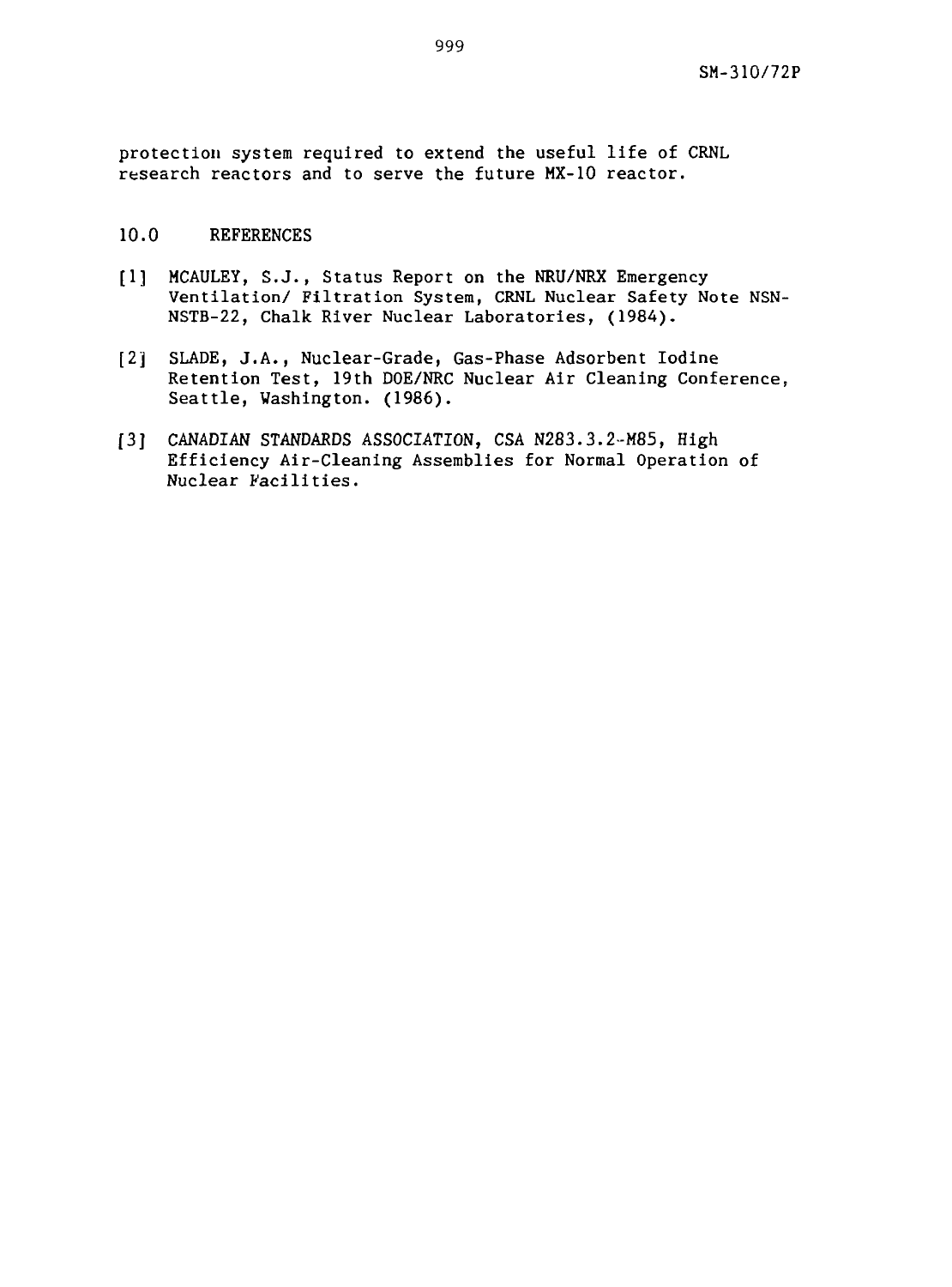protection system required to extend the useful life of CRNL research reactors and to serve the future MX-10 reactor.

## 10.0 REFERENCES

[1] MCAULEY, S.J., Status Report on the NRU/NRX Emergency Ventilation/ Filtration System, CRNL Nuclear Safety Note NSN-NSTB-22, Chalk River Nuclear Laboratories, (1984).

[2] SLADE, J.A., Nuclear-Grade, Gas-Phase Adsorbent Iodine Retention Test, 19th DOE/NRC Nuclear Air Cleaning Conference, Seattle, Washington. (1986).

[3] CANADIAN STANDARDS ASSOCIATION, CSA N283.3.2-M85, High Efficiency Air-Cleaning Assemblies for Normal Operation of Nuclear Facilities.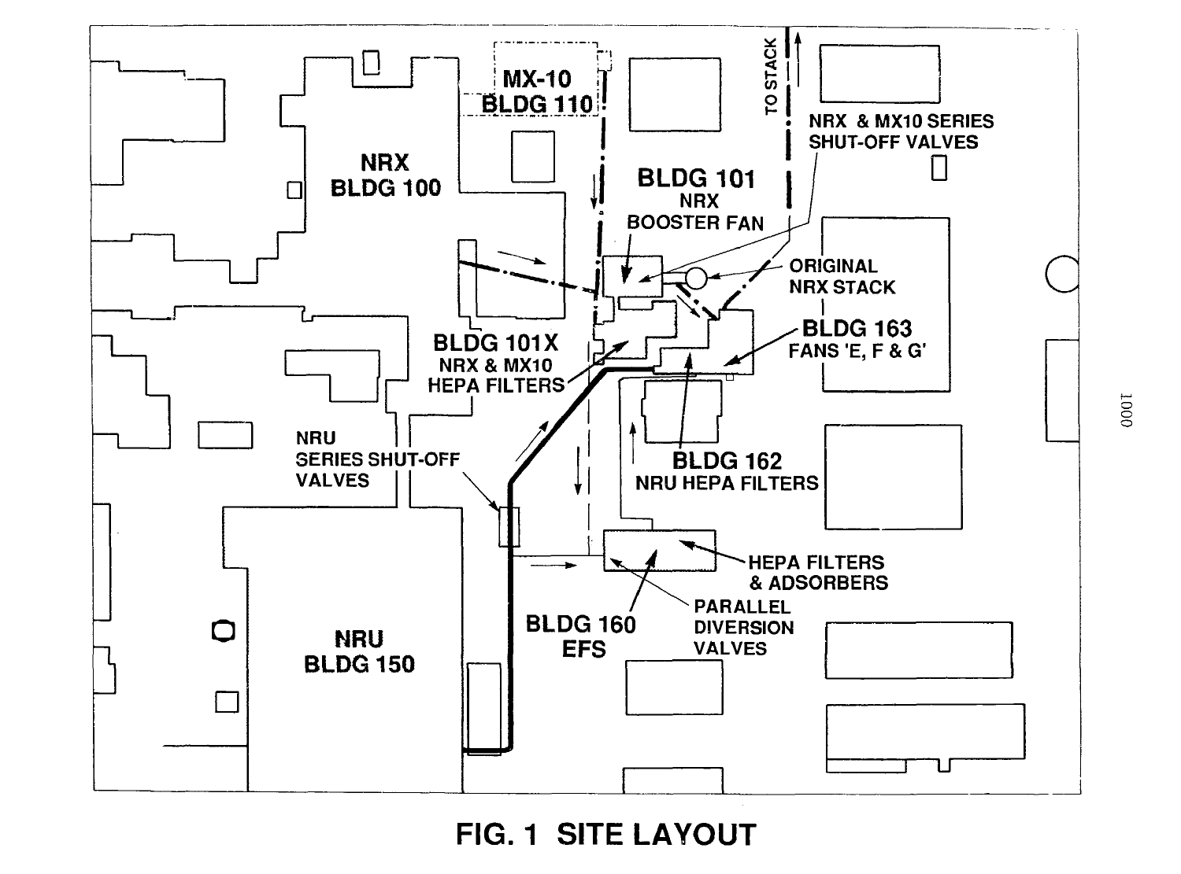FIG. 1 SITE LAYOUT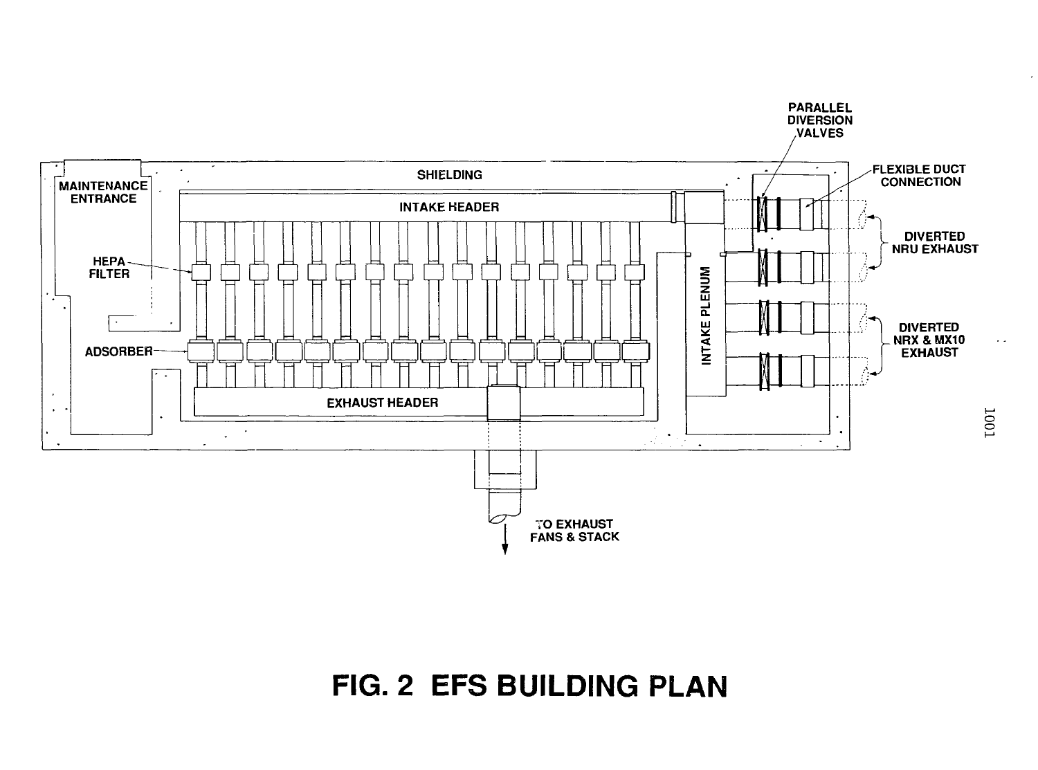**FIG. 2 EFS BUILDING PLAN**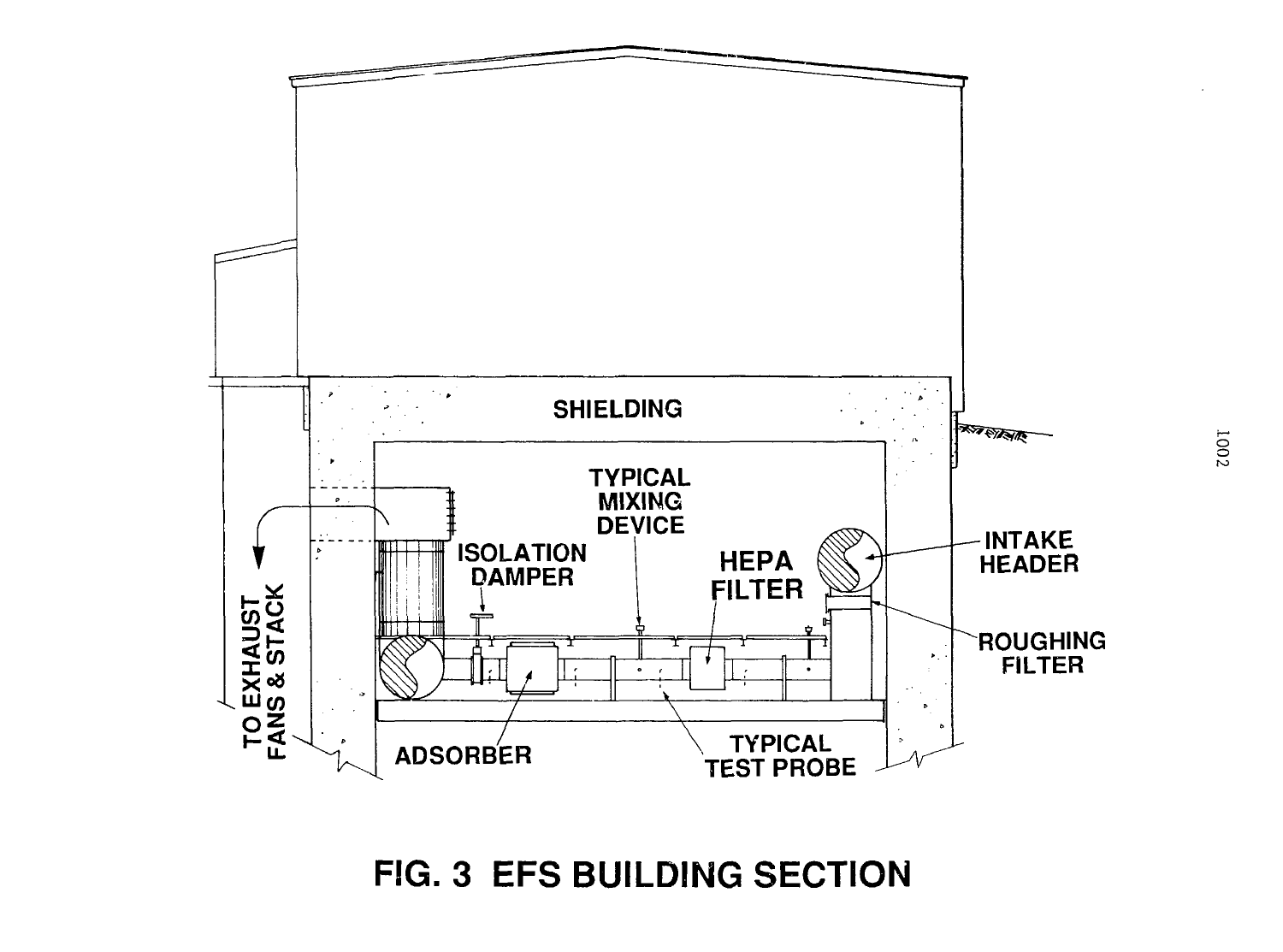SHIELDING

TYPICAL MIXING DEVICE

ISOLATION DAMPER

HEPA FILTER

INTAKE HEADER

ROUGHING FILTER

TO EXHAUST FANS & STACK

ADSORBER

TYPICAL TEST PROBE

**FIG. 3 EFS BUILDING SECTION**